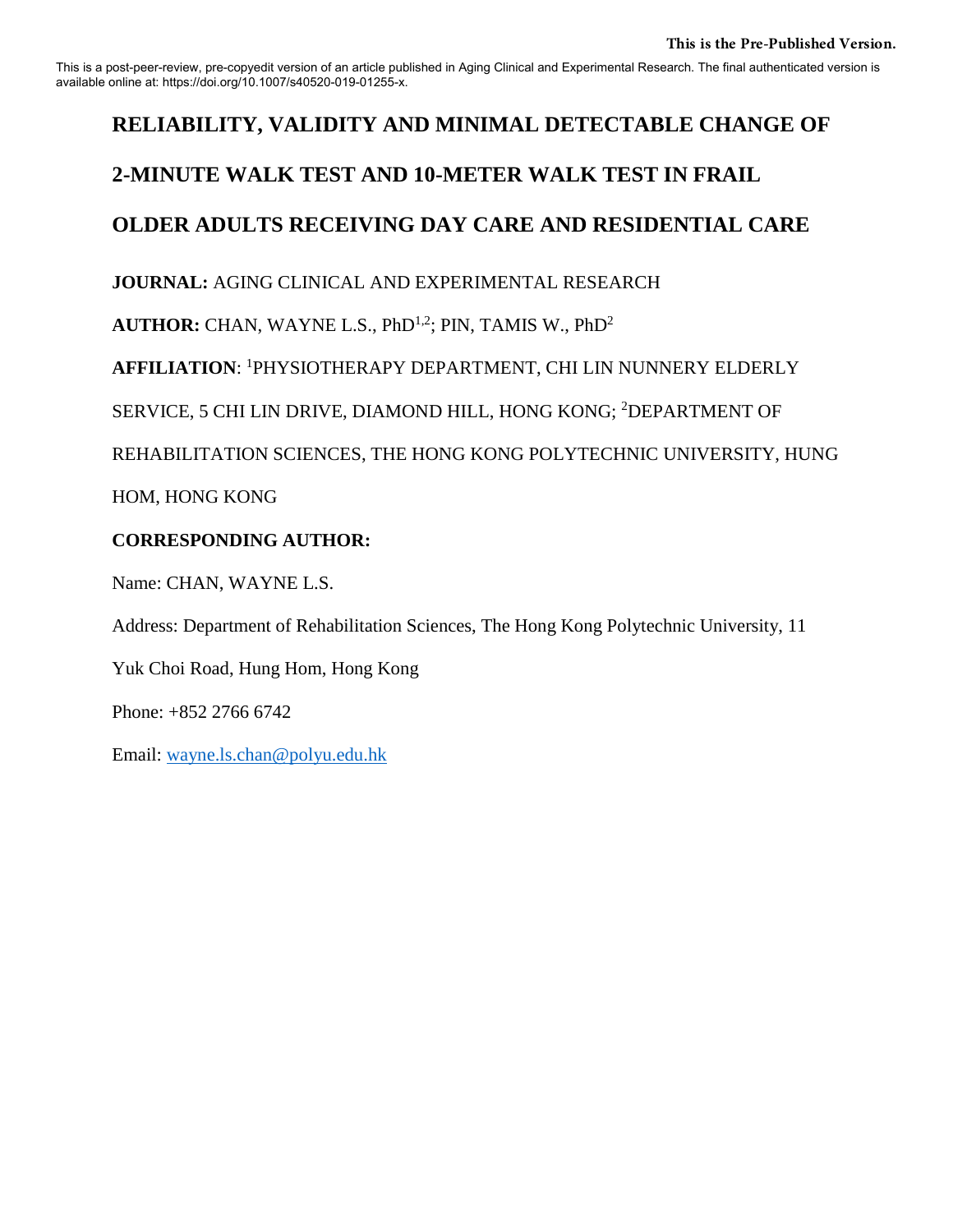This is the Pre-Published Version.

This is a post-peer-review, pre-copyedit version of an article published in Aging Clinical and Experimental Research. The final authenticated version is available online at: https://doi.org/10.1007/s40520-019-01255-x.

# RELIABILITY, VALIDITY AND MINIMAL DETECTABLE CHANGE OF 2-MINUTE WALK TEST AND 10-METER WALK TEST IN FRAIL OLDER ADULTS RECEIVING DAY CARE AND RESIDENTIAL CARE

**JOURNAL:** AGING CLINICAL AND EXPERIMENTAL RESEARCH

**AUTHOR:** CHAN, WAYNE L.S., PhD[1,2]; PIN, TAMIS W., PhD[2]

**AFFILIATION**: [1]PHYSIOTHERAPY DEPARTMENT, CHI LIN NUNNERY ELDERLY SERVICE, 5 CHI LIN DRIVE, DIAMOND HILL, HONG KONG; [2]DEPARTMENT OF REHABILITATION SCIENCES, THE HONG KONG POLYTECHNIC UNIVERSITY, HUNG HOM, HONG KONG

**CORRESPONDING AUTHOR:**

Name: CHAN, WAYNE L.S.

Address: Department of Rehabilitation Sciences, The Hong Kong Polytechnic University, 11 Yuk Choi Road, Hung Hom, Hong Kong

Phone: +852 2766 6742

Email: wayne.ls.chan@polyu.edu.hk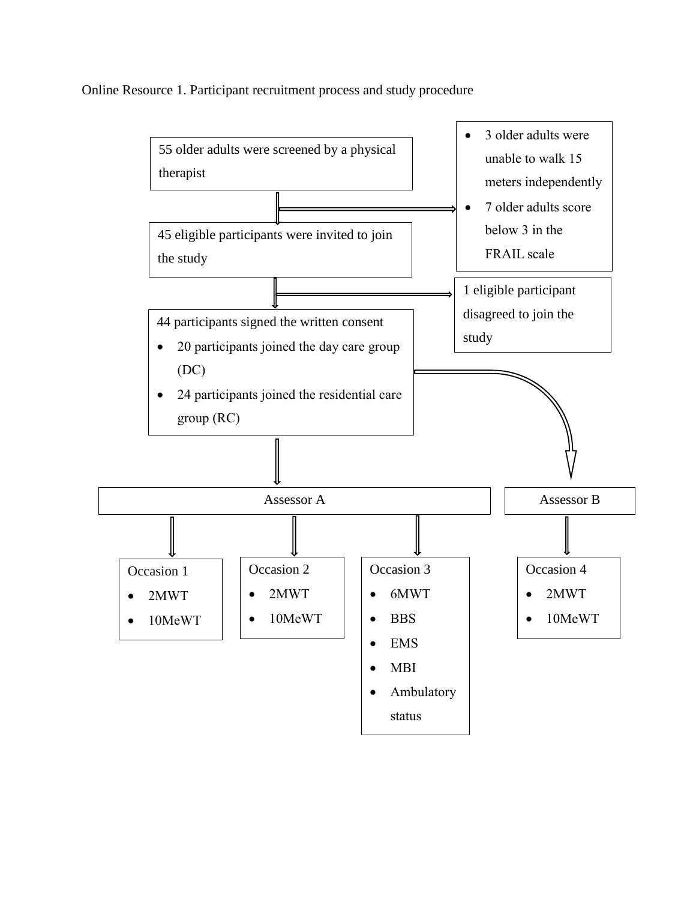Online Resource 1. Participant recruitment process and study procedure

55 older adults were screened by a physical therapist

- 3 older adults were unable to walk 15 meters independently
- 7 older adults score below 3 in the FRAIL scale

45 eligible participants were invited to join the study

1 eligible participant disagreed to join the study

44 participants signed the written consent

- 20 participants joined the day care group (DC)
- 24 participants joined the residential care group (RC)

Assessor A

Assessor B

Occasion 1

- 2MWT
- 10MeWT

Occasion 2

- 2MWT
- 10MeWT

Occasion 3

- 6MWT
- BBS
- EMS
- MBI
- Ambulatory status

Occasion 4

- 2MWT
- 10MeWT